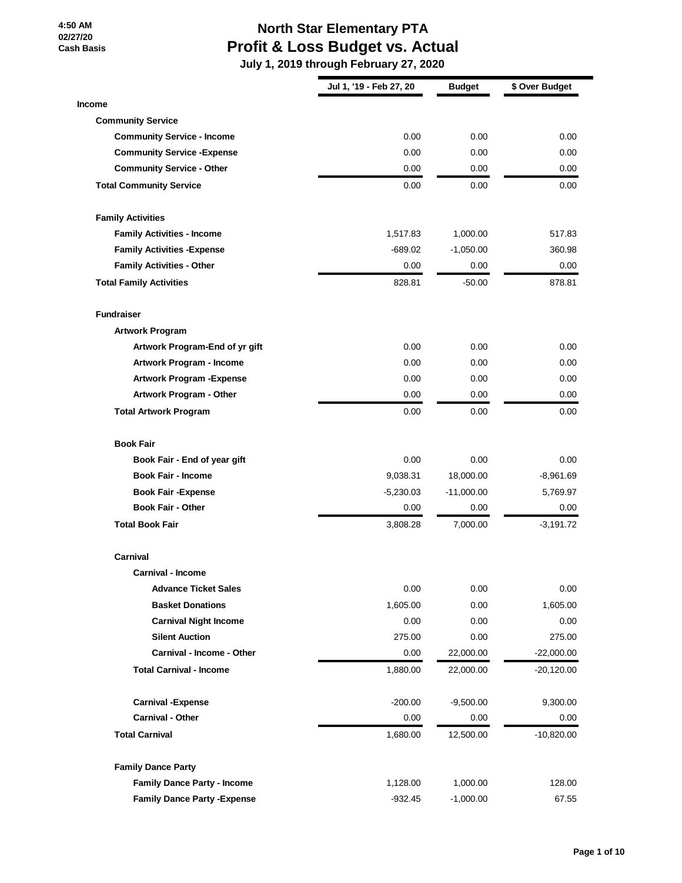4:50 AM
02/27/20
Cash Basis

# North Star Elementary PTA
## Profit & Loss Budget vs. Actual
### July 1, 2019 through February 27, 2020

| | Jul 1, '19 - Feb 27, 20 | Budget | $ Over Budget |
|---|---|---|---|
| **Income** | | | |
| **Community Service** | | | |
| **Community Service - Income** | 0.00 | 0.00 | 0.00 |
| **Community Service -Expense** | 0.00 | 0.00 | 0.00 |
| **Community Service - Other** | 0.00 | 0.00 | 0.00 |
| **Total Community Service** | 0.00 | 0.00 | 0.00 |
| **Family Activities** | | | |
| **Family Activities - Income** | 1,517.83 | 1,000.00 | 517.83 |
| **Family Activities -Expense** | -689.02 | -1,050.00 | 360.98 |
| **Family Activities - Other** | 0.00 | 0.00 | 0.00 |
| **Total Family Activities** | 828.81 | -50.00 | 878.81 |
| **Fundraiser** | | | |
| **Artwork Program** | | | |
| **Artwork Program-End of yr gift** | 0.00 | 0.00 | 0.00 |
| **Artwork Program - Income** | 0.00 | 0.00 | 0.00 |
| **Artwork Program -Expense** | 0.00 | 0.00 | 0.00 |
| **Artwork Program - Other** | 0.00 | 0.00 | 0.00 |
| **Total Artwork Program** | 0.00 | 0.00 | 0.00 |
| **Book Fair** | | | |
| **Book Fair - End of year gift** | 0.00 | 0.00 | 0.00 |
| **Book Fair - Income** | 9,038.31 | 18,000.00 | -8,961.69 |
| **Book Fair -Expense** | -5,230.03 | -11,000.00 | 5,769.97 |
| **Book Fair - Other** | 0.00 | 0.00 | 0.00 |
| **Total Book Fair** | 3,808.28 | 7,000.00 | -3,191.72 |
| **Carnival** | | | |
| **Carnival - Income** | | | |
| **Advance Ticket Sales** | 0.00 | 0.00 | 0.00 |
| **Basket Donations** | 1,605.00 | 0.00 | 1,605.00 |
| **Carnival Night Income** | 0.00 | 0.00 | 0.00 |
| **Silent Auction** | 275.00 | 0.00 | 275.00 |
| **Carnival - Income - Other** | 0.00 | 22,000.00 | -22,000.00 |
| **Total Carnival - Income** | 1,880.00 | 22,000.00 | -20,120.00 |
| **Carnival -Expense** | -200.00 | -9,500.00 | 9,300.00 |
| **Carnival - Other** | 0.00 | 0.00 | 0.00 |
| **Total Carnival** | 1,680.00 | 12,500.00 | -10,820.00 |
| **Family Dance Party** | | | |
| **Family Dance Party - Income** | 1,128.00 | 1,000.00 | 128.00 |
| **Family Dance Party -Expense** | -932.45 | -1,000.00 | 67.55 |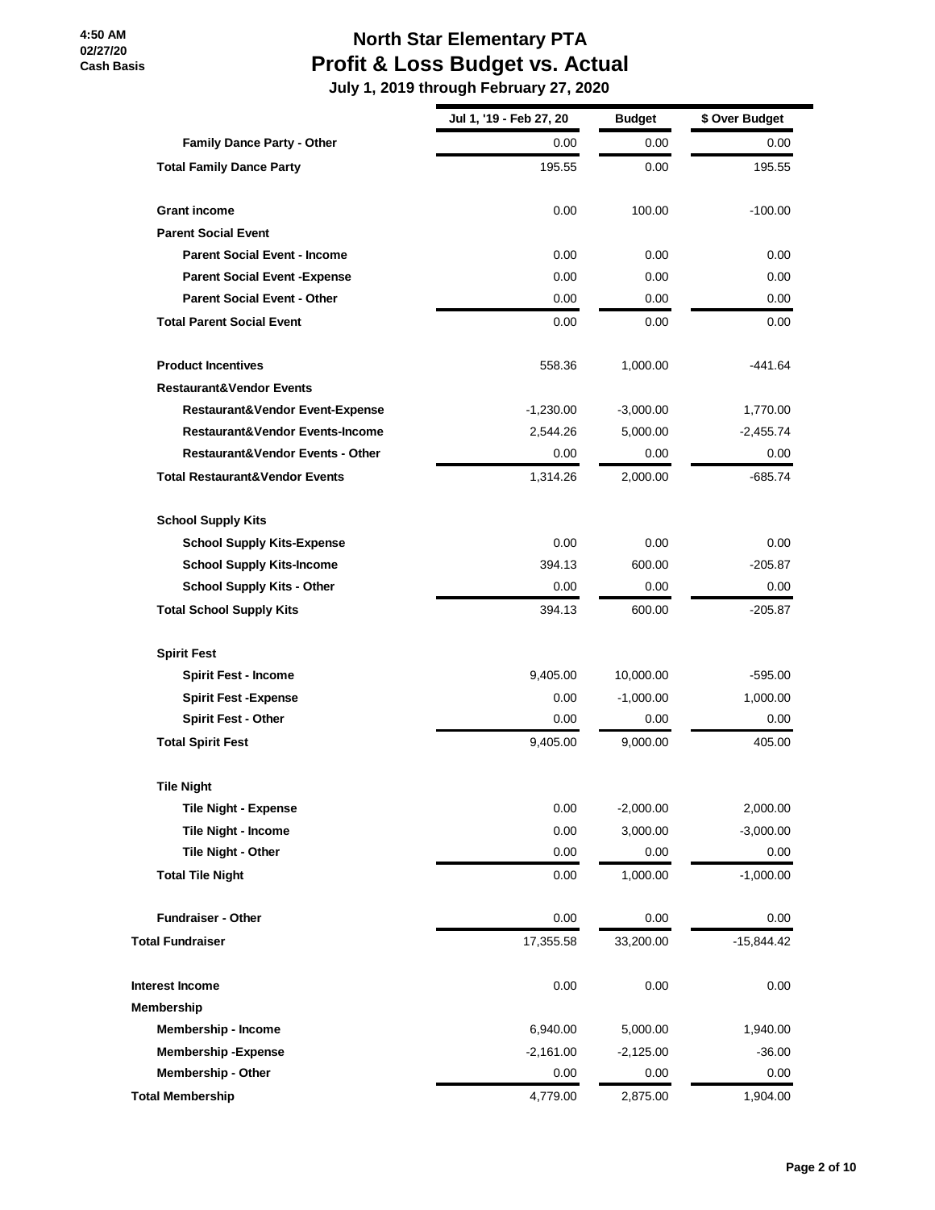# North Star Elementary PTA

## Profit & Loss Budget vs. Actual

### July 1, 2019 through February 27, 2020

4:50 AM
02/27/20
Cash Basis

| | Jul 1, '19 - Feb 27, 20 | Budget | $ Over Budget |
|---|---|---|---|
| Family Dance Party - Other | 0.00 | 0.00 | 0.00 |
| **Total Family Dance Party** | 195.55 | 0.00 | 195.55 |
| | | | |
| Grant income | 0.00 | 100.00 | -100.00 |
| Parent Social Event | | | |
| Parent Social Event - Income | 0.00 | 0.00 | 0.00 |
| Parent Social Event -Expense | 0.00 | 0.00 | 0.00 |
| Parent Social Event - Other | 0.00 | 0.00 | 0.00 |
| **Total Parent Social Event** | 0.00 | 0.00 | 0.00 |
| | | | |
| Product Incentives | 558.36 | 1,000.00 | -441.64 |
| Restaurant&Vendor Events | | | |
| Restaurant&Vendor Event-Expense | -1,230.00 | -3,000.00 | 1,770.00 |
| Restaurant&Vendor Events-Income | 2,544.26 | 5,000.00 | -2,455.74 |
| Restaurant&Vendor Events - Other | 0.00 | 0.00 | 0.00 |
| **Total Restaurant&Vendor Events** | 1,314.26 | 2,000.00 | -685.74 |
| | | | |
| School Supply Kits | | | |
| School Supply Kits-Expense | 0.00 | 0.00 | 0.00 |
| School Supply Kits-Income | 394.13 | 600.00 | -205.87 |
| School Supply Kits - Other | 0.00 | 0.00 | 0.00 |
| **Total School Supply Kits** | 394.13 | 600.00 | -205.87 |
| | | | |
| Spirit Fest | | | |
| Spirit Fest - Income | 9,405.00 | 10,000.00 | -595.00 |
| Spirit Fest -Expense | 0.00 | -1,000.00 | 1,000.00 |
| Spirit Fest - Other | 0.00 | 0.00 | 0.00 |
| **Total Spirit Fest** | 9,405.00 | 9,000.00 | 405.00 |
| | | | |
| Tile Night | | | |
| Tile Night - Expense | 0.00 | -2,000.00 | 2,000.00 |
| Tile Night - Income | 0.00 | 3,000.00 | -3,000.00 |
| Tile Night - Other | 0.00 | 0.00 | 0.00 |
| **Total Tile Night** | 0.00 | 1,000.00 | -1,000.00 |
| | | | |
| Fundraiser - Other | 0.00 | 0.00 | 0.00 |
| **Total Fundraiser** | 17,355.58 | 33,200.00 | -15,844.42 |
| | | | |
| Interest Income | 0.00 | 0.00 | 0.00 |
| Membership | | | |
| Membership - Income | 6,940.00 | 5,000.00 | 1,940.00 |
| Membership -Expense | -2,161.00 | -2,125.00 | -36.00 |
| Membership - Other | 0.00 | 0.00 | 0.00 |
| **Total Membership** | 4,779.00 | 2,875.00 | 1,904.00 |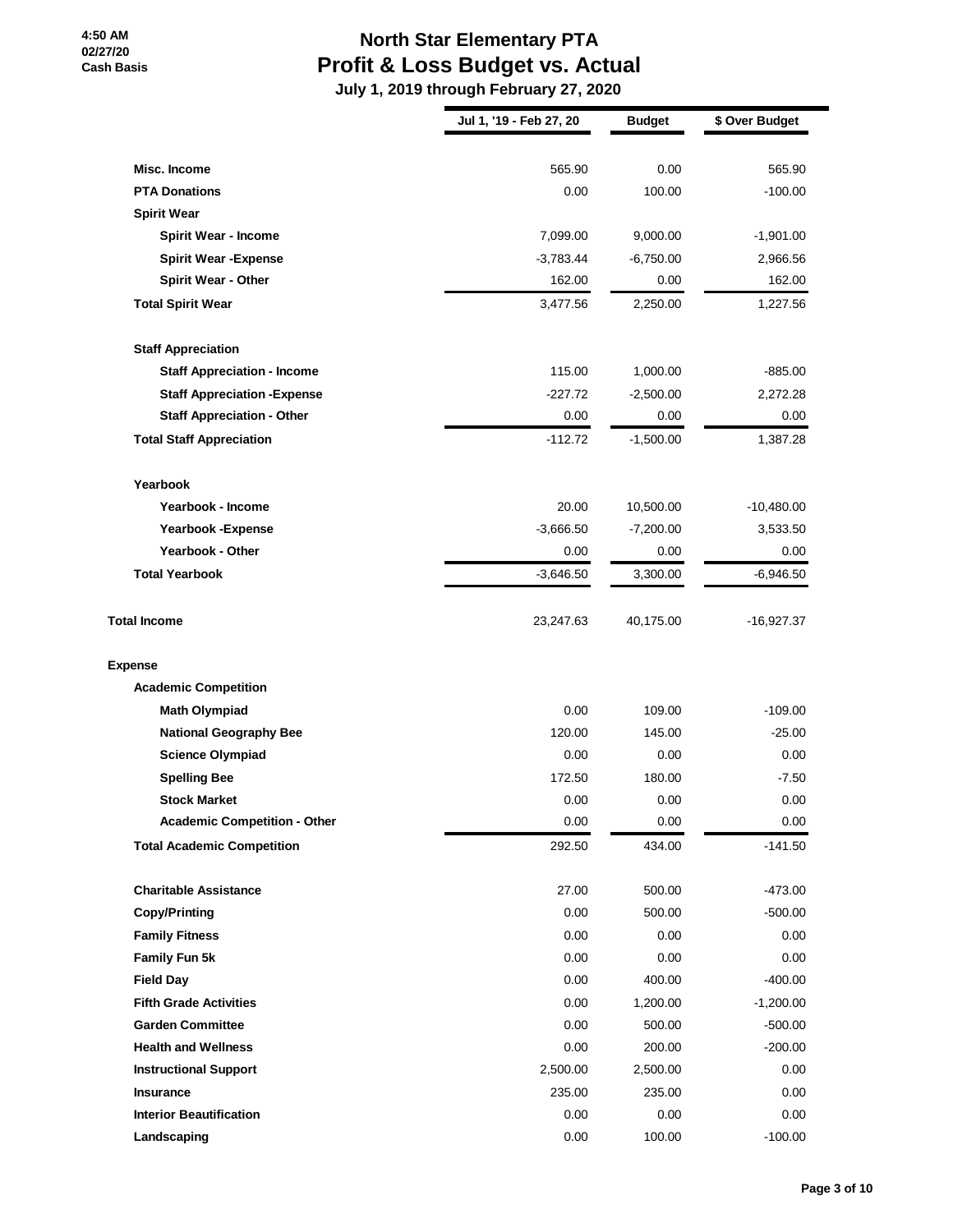# North Star Elementary PTA
## Profit & Loss Budget vs. Actual
### July 1, 2019 through February 27, 2020

4:50 AM
02/27/20
Cash Basis

| | Jul 1, '19 - Feb 27, 20 | Budget | $ Over Budget |
|---|---|---|---|
| **Misc. Income** | 565.90 | 0.00 | 565.90 |
| **PTA Donations** | 0.00 | 100.00 | -100.00 |
| **Spirit Wear** | | | |
| **Spirit Wear - Income** | 7,099.00 | 9,000.00 | -1,901.00 |
| **Spirit Wear -Expense** | -3,783.44 | -6,750.00 | 2,966.56 |
| **Spirit Wear - Other** | 162.00 | 0.00 | 162.00 |
| **Total Spirit Wear** | 3,477.56 | 2,250.00 | 1,227.56 |
| **Staff Appreciation** | | | |
| **Staff Appreciation - Income** | 115.00 | 1,000.00 | -885.00 |
| **Staff Appreciation -Expense** | -227.72 | -2,500.00 | 2,272.28 |
| **Staff Appreciation - Other** | 0.00 | 0.00 | 0.00 |
| **Total Staff Appreciation** | -112.72 | -1,500.00 | 1,387.28 |
| **Yearbook** | | | |
| **Yearbook - Income** | 20.00 | 10,500.00 | -10,480.00 |
| **Yearbook -Expense** | -3,666.50 | -7,200.00 | 3,533.50 |
| **Yearbook - Other** | 0.00 | 0.00 | 0.00 |
| **Total Yearbook** | -3,646.50 | 3,300.00 | -6,946.50 |
| **Total Income** | 23,247.63 | 40,175.00 | -16,927.37 |
| **Expense** | | | |
| **Academic Competition** | | | |
| **Math Olympiad** | 0.00 | 109.00 | -109.00 |
| **National Geography Bee** | 120.00 | 145.00 | -25.00 |
| **Science Olympiad** | 0.00 | 0.00 | 0.00 |
| **Spelling Bee** | 172.50 | 180.00 | -7.50 |
| **Stock Market** | 0.00 | 0.00 | 0.00 |
| **Academic Competition - Other** | 0.00 | 0.00 | 0.00 |
| **Total Academic Competition** | 292.50 | 434.00 | -141.50 |
| **Charitable Assistance** | 27.00 | 500.00 | -473.00 |
| **Copy/Printing** | 0.00 | 500.00 | -500.00 |
| **Family Fitness** | 0.00 | 0.00 | 0.00 |
| **Family Fun 5k** | 0.00 | 0.00 | 0.00 |
| **Field Day** | 0.00 | 400.00 | -400.00 |
| **Fifth Grade Activities** | 0.00 | 1,200.00 | -1,200.00 |
| **Garden Committee** | 0.00 | 500.00 | -500.00 |
| **Health and Wellness** | 0.00 | 200.00 | -200.00 |
| **Instructional Support** | 2,500.00 | 2,500.00 | 0.00 |
| **Insurance** | 235.00 | 235.00 | 0.00 |
| **Interior Beautification** | 0.00 | 0.00 | 0.00 |
| **Landscaping** | 0.00 | 100.00 | -100.00 |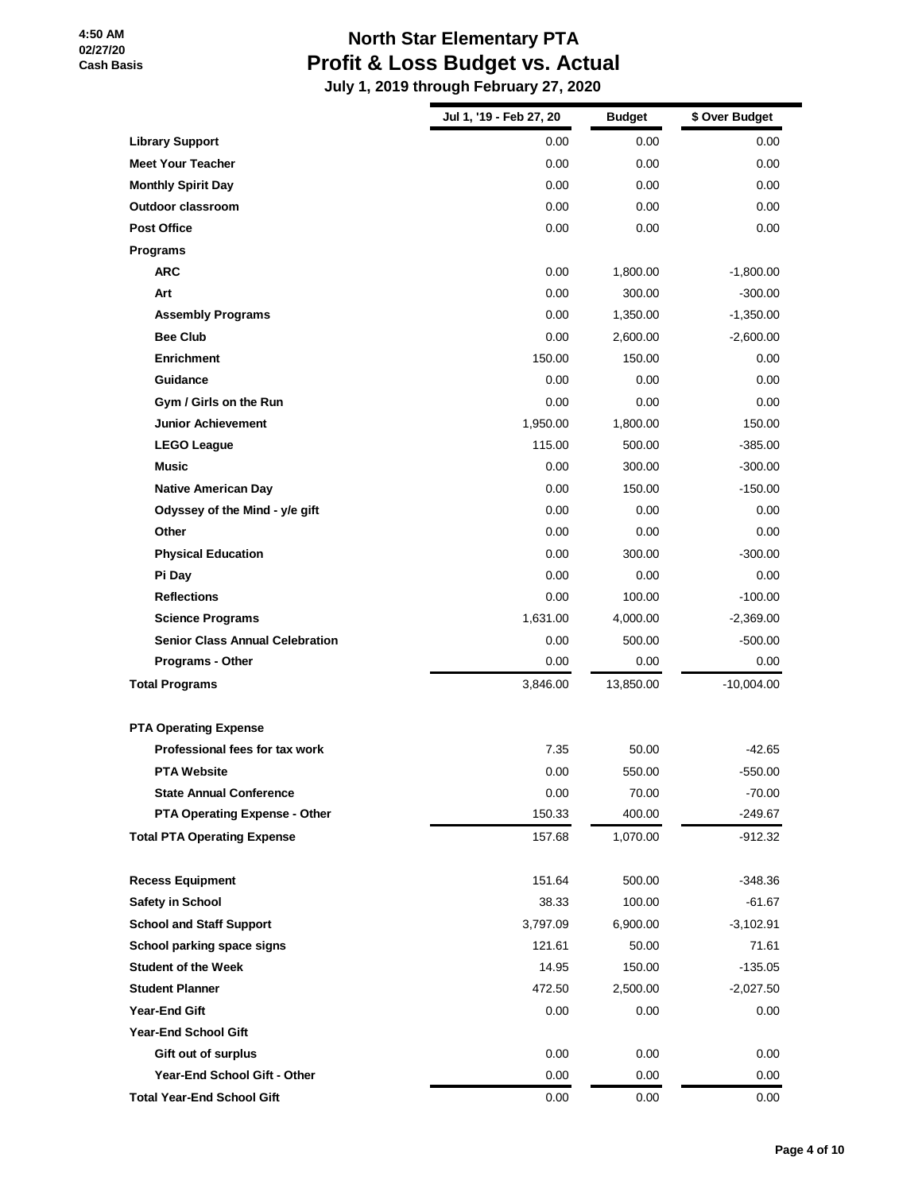# North Star Elementary PTA
## Profit & Loss Budget vs. Actual
### July 1, 2019 through February 27, 2020

4:50 AM
02/27/20
Cash Basis

| | Jul 1, '19 - Feb 27, 20 | Budget | $ Over Budget |
|---|---|---|---|
| **Library Support** | 0.00 | 0.00 | 0.00 |
| **Meet Your Teacher** | 0.00 | 0.00 | 0.00 |
| **Monthly Spirit Day** | 0.00 | 0.00 | 0.00 |
| **Outdoor classroom** | 0.00 | 0.00 | 0.00 |
| **Post Office** | 0.00 | 0.00 | 0.00 |
| **Programs** | | | |
| **ARC** | 0.00 | 1,800.00 | -1,800.00 |
| **Art** | 0.00 | 300.00 | -300.00 |
| **Assembly Programs** | 0.00 | 1,350.00 | -1,350.00 |
| **Bee Club** | 0.00 | 2,600.00 | -2,600.00 |
| **Enrichment** | 150.00 | 150.00 | 0.00 |
| **Guidance** | 0.00 | 0.00 | 0.00 |
| **Gym / Girls on the Run** | 0.00 | 0.00 | 0.00 |
| **Junior Achievement** | 1,950.00 | 1,800.00 | 150.00 |
| **LEGO League** | 115.00 | 500.00 | -385.00 |
| **Music** | 0.00 | 300.00 | -300.00 |
| **Native American Day** | 0.00 | 150.00 | -150.00 |
| **Odyssey of the Mind - y/e gift** | 0.00 | 0.00 | 0.00 |
| **Other** | 0.00 | 0.00 | 0.00 |
| **Physical Education** | 0.00 | 300.00 | -300.00 |
| **Pi Day** | 0.00 | 0.00 | 0.00 |
| **Reflections** | 0.00 | 100.00 | -100.00 |
| **Science Programs** | 1,631.00 | 4,000.00 | -2,369.00 |
| **Senior Class Annual Celebration** | 0.00 | 500.00 | -500.00 |
| **Programs - Other** | 0.00 | 0.00 | 0.00 |
| **Total Programs** | 3,846.00 | 13,850.00 | -10,004.00 |
| **PTA Operating Expense** | | | |
| **Professional fees for tax work** | 7.35 | 50.00 | -42.65 |
| **PTA Website** | 0.00 | 550.00 | -550.00 |
| **State Annual Conference** | 0.00 | 70.00 | -70.00 |
| **PTA Operating Expense - Other** | 150.33 | 400.00 | -249.67 |
| **Total PTA Operating Expense** | 157.68 | 1,070.00 | -912.32 |
| **Recess Equipment** | 151.64 | 500.00 | -348.36 |
| **Safety in School** | 38.33 | 100.00 | -61.67 |
| **School and Staff Support** | 3,797.09 | 6,900.00 | -3,102.91 |
| **School parking space signs** | 121.61 | 50.00 | 71.61 |
| **Student of the Week** | 14.95 | 150.00 | -135.05 |
| **Student Planner** | 472.50 | 2,500.00 | -2,027.50 |
| **Year-End Gift** | 0.00 | 0.00 | 0.00 |
| **Year-End School Gift** | | | |
| **Gift out of surplus** | 0.00 | 0.00 | 0.00 |
| **Year-End School Gift - Other** | 0.00 | 0.00 | 0.00 |
| **Total Year-End School Gift** | 0.00 | 0.00 | 0.00 |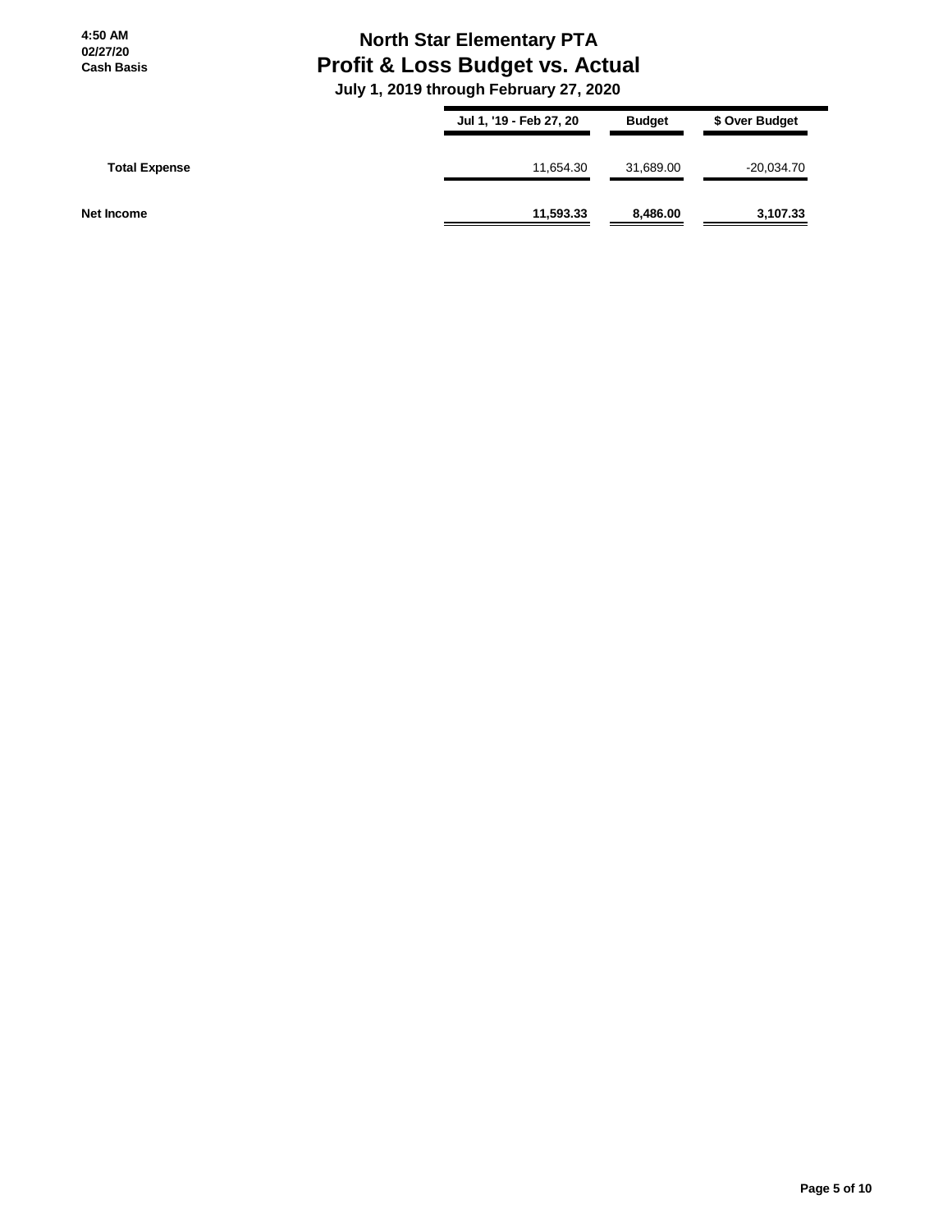# North Star Elementary PTA

## Profit & Loss Budget vs. Actual

### July 1, 2019 through February 27, 2020

4:50 AM
02/27/20
Cash Basis

| | Jul 1, '19 - Feb 27, 20 | Budget | $ Over Budget |
|---|---|---|---|
| **Total Expense** | 11,654.30 | 31,689.00 | -20,034.70 |
| **Net Income** | **11,593.33** | **8,486.00** | **3,107.33** |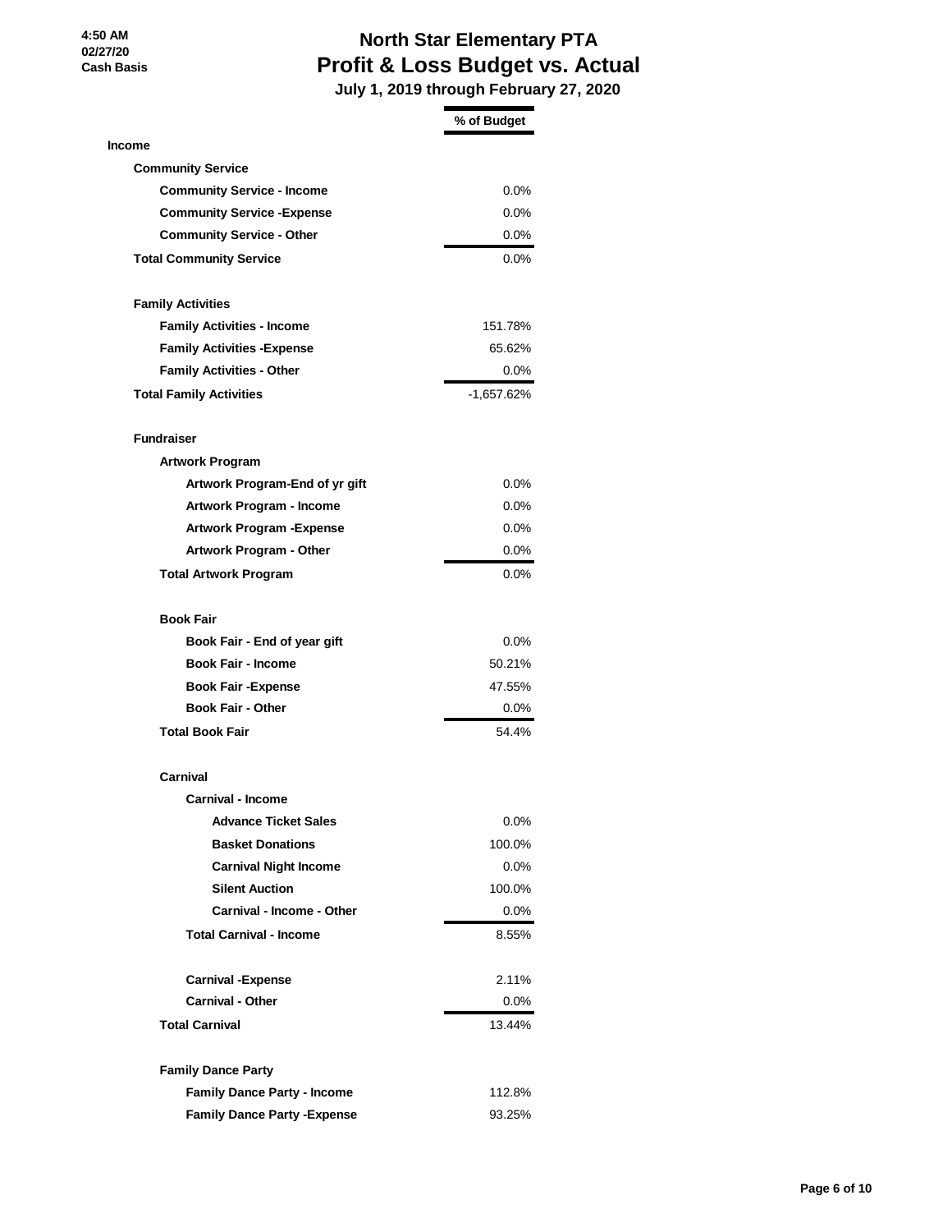4:50 AM
02/27/20
Cash Basis

# North Star Elementary PTA
## Profit & Loss Budget vs. Actual
### July 1, 2019 through February 27, 2020

| | % of Budget |
|---|---|
| **Income** | |
| **Community Service** | |
| **Community Service - Income** | 0.0% |
| **Community Service -Expense** | 0.0% |
| **Community Service - Other** | 0.0% |
| **Total Community Service** | 0.0% |
| | |
| **Family Activities** | |
| **Family Activities - Income** | 151.78% |
| **Family Activities -Expense** | 65.62% |
| **Family Activities - Other** | 0.0% |
| **Total Family Activities** | -1,657.62% |
| | |
| **Fundraiser** | |
| **Artwork Program** | |
| **Artwork Program-End of yr gift** | 0.0% |
| **Artwork Program - Income** | 0.0% |
| **Artwork Program -Expense** | 0.0% |
| **Artwork Program - Other** | 0.0% |
| **Total Artwork Program** | 0.0% |
| | |
| **Book Fair** | |
| **Book Fair - End of year gift** | 0.0% |
| **Book Fair - Income** | 50.21% |
| **Book Fair -Expense** | 47.55% |
| **Book Fair - Other** | 0.0% |
| **Total Book Fair** | 54.4% |
| | |
| **Carnival** | |
| **Carnival - Income** | |
| **Advance Ticket Sales** | 0.0% |
| **Basket Donations** | 100.0% |
| **Carnival Night Income** | 0.0% |
| **Silent Auction** | 100.0% |
| **Carnival - Income - Other** | 0.0% |
| **Total Carnival - Income** | 8.55% |
| | |
| **Carnival -Expense** | 2.11% |
| **Carnival - Other** | 0.0% |
| **Total Carnival** | 13.44% |
| | |
| **Family Dance Party** | |
| **Family Dance Party - Income** | 112.8% |
| **Family Dance Party -Expense** | 93.25% |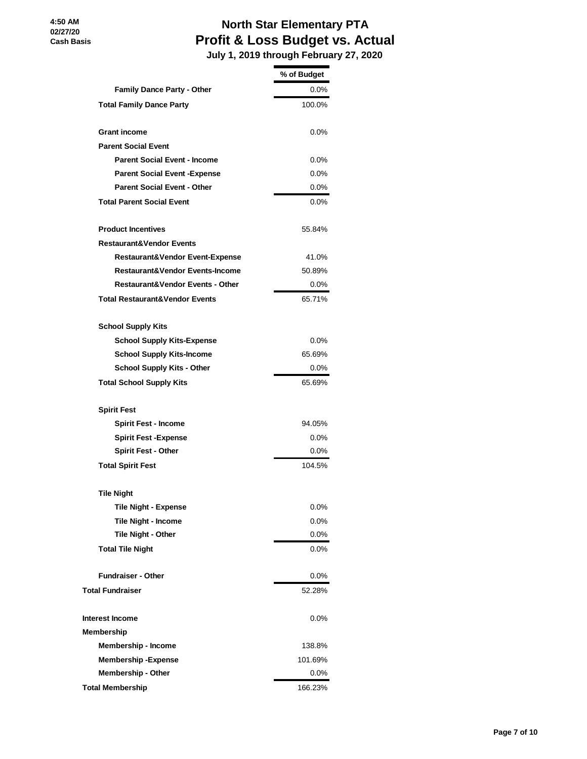# North Star Elementary PTA
## Profit & Loss Budget vs. Actual
### July 1, 2019 through February 27, 2020

4:50 AM
02/27/20
Cash Basis

| | % of Budget |
|---|---|
| Family Dance Party - Other | 0.0% |
| Total Family Dance Party | 100.0% |
| | |
| Grant income | 0.0% |
| Parent Social Event | |
| Parent Social Event - Income | 0.0% |
| Parent Social Event -Expense | 0.0% |
| Parent Social Event - Other | 0.0% |
| Total Parent Social Event | 0.0% |
| | |
| Product Incentives | 55.84% |
| Restaurant&Vendor Events | |
| Restaurant&Vendor Event-Expense | 41.0% |
| Restaurant&Vendor Events-Income | 50.89% |
| Restaurant&Vendor Events - Other | 0.0% |
| Total Restaurant&Vendor Events | 65.71% |
| | |
| School Supply Kits | |
| School Supply Kits-Expense | 0.0% |
| School Supply Kits-Income | 65.69% |
| School Supply Kits - Other | 0.0% |
| Total School Supply Kits | 65.69% |
| | |
| Spirit Fest | |
| Spirit Fest - Income | 94.05% |
| Spirit Fest -Expense | 0.0% |
| Spirit Fest - Other | 0.0% |
| Total Spirit Fest | 104.5% |
| | |
| Tile Night | |
| Tile Night - Expense | 0.0% |
| Tile Night - Income | 0.0% |
| Tile Night - Other | 0.0% |
| Total Tile Night | 0.0% |
| | |
| Fundraiser - Other | 0.0% |
| Total Fundraiser | 52.28% |
| | |
| Interest Income | 0.0% |
| Membership | |
| Membership - Income | 138.8% |
| Membership -Expense | 101.69% |
| Membership - Other | 0.0% |
| Total Membership | 166.23% |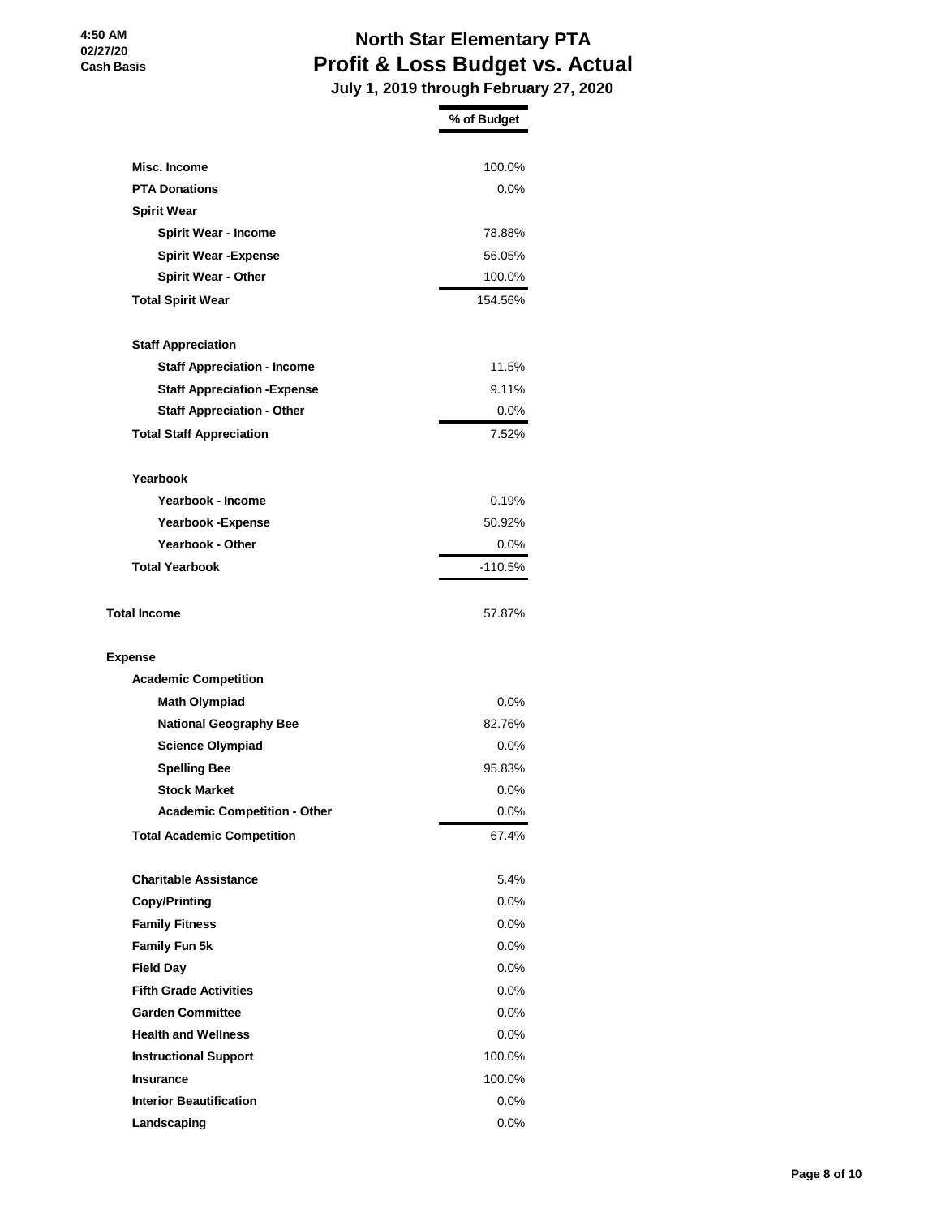**4:50 AM**
**02/27/20**
**Cash Basis**

# North Star Elementary PTA
## Profit & Loss Budget vs. Actual
### July 1, 2019 through February 27, 2020

| | % of Budget |
|---|---|
| **Misc. Income** | 100.0% |
| **PTA Donations** | 0.0% |
| **Spirit Wear** | |
| **Spirit Wear - Income** | 78.88% |
| **Spirit Wear -Expense** | 56.05% |
| **Spirit Wear - Other** | 100.0% |
| **Total Spirit Wear** | 154.56% |
| | |
| **Staff Appreciation** | |
| **Staff Appreciation - Income** | 11.5% |
| **Staff Appreciation -Expense** | 9.11% |
| **Staff Appreciation - Other** | 0.0% |
| **Total Staff Appreciation** | 7.52% |
| | |
| **Yearbook** | |
| **Yearbook - Income** | 0.19% |
| **Yearbook -Expense** | 50.92% |
| **Yearbook - Other** | 0.0% |
| **Total Yearbook** | -110.5% |
| | |
| **Total Income** | 57.87% |
| | |
| **Expense** | |
| **Academic Competition** | |
| **Math Olympiad** | 0.0% |
| **National Geography Bee** | 82.76% |
| **Science Olympiad** | 0.0% |
| **Spelling Bee** | 95.83% |
| **Stock Market** | 0.0% |
| **Academic Competition - Other** | 0.0% |
| **Total Academic Competition** | 67.4% |
| | |
| **Charitable Assistance** | 5.4% |
| **Copy/Printing** | 0.0% |
| **Family Fitness** | 0.0% |
| **Family Fun 5k** | 0.0% |
| **Field Day** | 0.0% |
| **Fifth Grade Activities** | 0.0% |
| **Garden Committee** | 0.0% |
| **Health and Wellness** | 0.0% |
| **Instructional Support** | 100.0% |
| **Insurance** | 100.0% |
| **Interior Beautification** | 0.0% |
| **Landscaping** | 0.0% |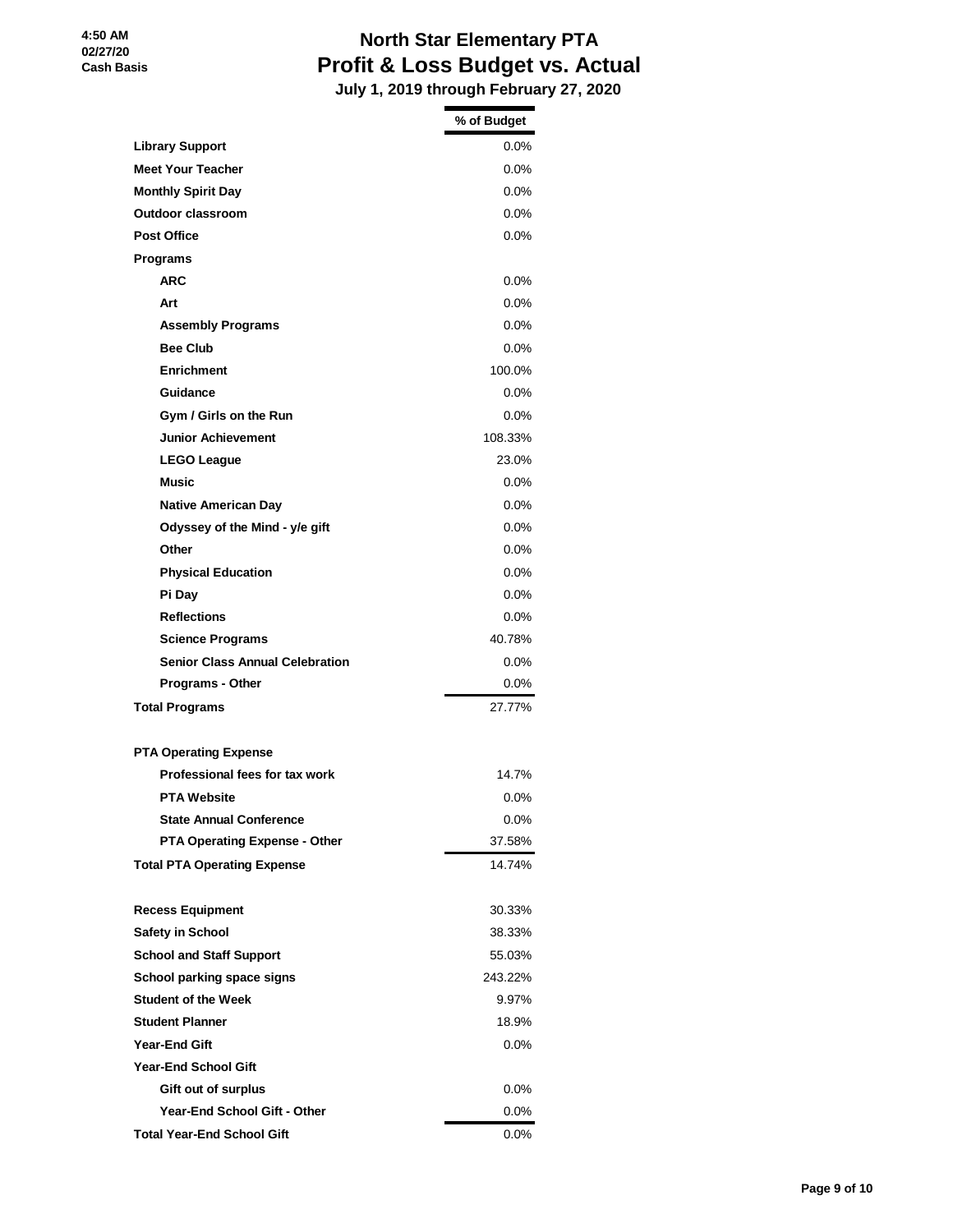4:50 AM
02/27/20
Cash Basis

# North Star Elementary PTA
## Profit & Loss Budget vs. Actual
### July 1, 2019 through February 27, 2020

| | % of Budget |
|---|---|
| **Library Support** | 0.0% |
| **Meet Your Teacher** | 0.0% |
| **Monthly Spirit Day** | 0.0% |
| **Outdoor classroom** | 0.0% |
| **Post Office** | 0.0% |
| **Programs** | |
| **ARC** | 0.0% |
| **Art** | 0.0% |
| **Assembly Programs** | 0.0% |
| **Bee Club** | 0.0% |
| **Enrichment** | 100.0% |
| **Guidance** | 0.0% |
| **Gym / Girls on the Run** | 0.0% |
| **Junior Achievement** | 108.33% |
| **LEGO League** | 23.0% |
| **Music** | 0.0% |
| **Native American Day** | 0.0% |
| **Odyssey of the Mind - y/e gift** | 0.0% |
| **Other** | 0.0% |
| **Physical Education** | 0.0% |
| **Pi Day** | 0.0% |
| **Reflections** | 0.0% |
| **Science Programs** | 40.78% |
| **Senior Class Annual Celebration** | 0.0% |
| **Programs - Other** | 0.0% |
| **Total Programs** | 27.77% |
| | |
| **PTA Operating Expense** | |
| **Professional fees for tax work** | 14.7% |
| **PTA Website** | 0.0% |
| **State Annual Conference** | 0.0% |
| **PTA Operating Expense - Other** | 37.58% |
| **Total PTA Operating Expense** | 14.74% |
| | |
| **Recess Equipment** | 30.33% |
| **Safety in School** | 38.33% |
| **School and Staff Support** | 55.03% |
| **School parking space signs** | 243.22% |
| **Student of the Week** | 9.97% |
| **Student Planner** | 18.9% |
| **Year-End Gift** | 0.0% |
| **Year-End School Gift** | |
| **Gift out of surplus** | 0.0% |
| **Year-End School Gift - Other** | 0.0% |
| **Total Year-End School Gift** | 0.0% |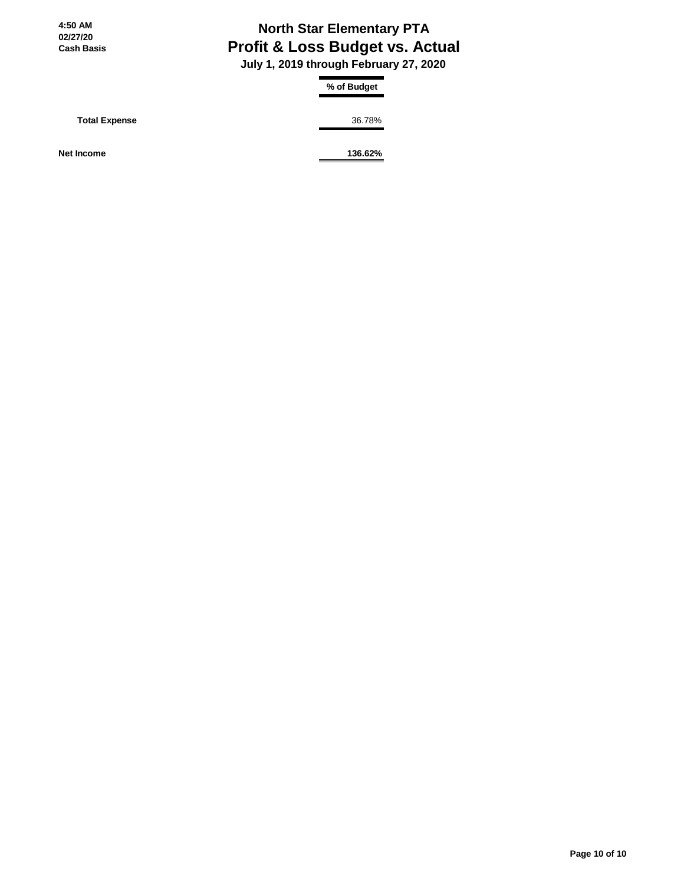# North Star Elementary PTA
## Profit & Loss Budget vs. Actual
### July 1, 2019 through February 27, 2020

4:50 AM
02/27/20
Cash Basis

| | % of Budget |
|---|---|
| **Total Expense** | 36.78% |
| **Net Income** | **136.62%** |